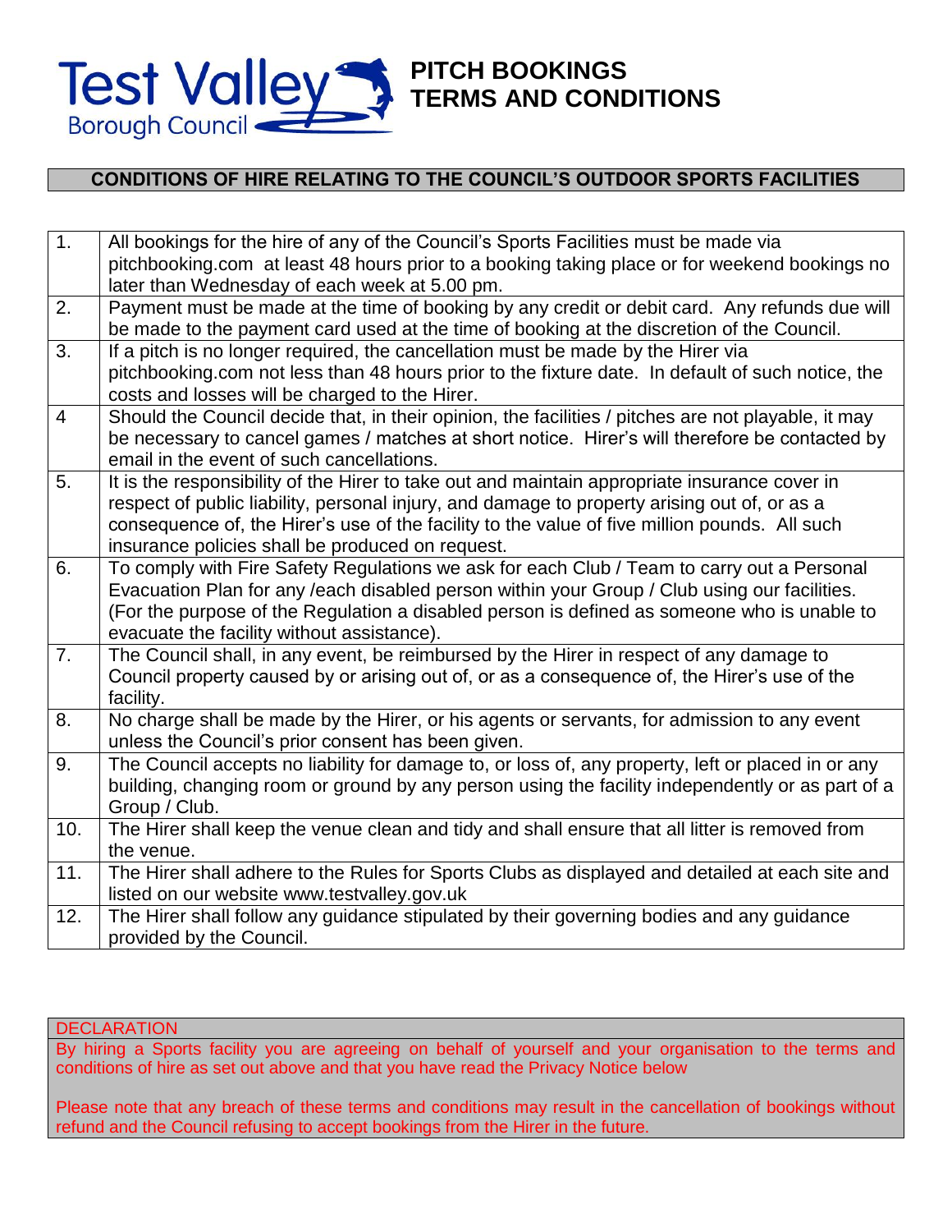Test Valley Borough Council

# PITCH BOOKINGS TERMS AND CONDITIONS

## CONDITIONS OF HIRE RELATING TO THE COUNCIL'S OUTDOOR SPORTS FACILITIES

| | |
|---|---|
| 1. | All bookings for the hire of any of the Council's Sports Facilities must be made via pitchbooking.com at least 48 hours prior to a booking taking place or for weekend bookings no later than Wednesday of each week at 5.00 pm. |
| 2. | Payment must be made at the time of booking by any credit or debit card. Any refunds due will be made to the payment card used at the time of booking at the discretion of the Council. |
| 3. | If a pitch is no longer required, the cancellation must be made by the Hirer via pitchbooking.com not less than 48 hours prior to the fixture date. In default of such notice, the costs and losses will be charged to the Hirer. |
| 4 | Should the Council decide that, in their opinion, the facilities / pitches are not playable, it may be necessary to cancel games / matches at short notice. Hirer's will therefore be contacted by email in the event of such cancellations. |
| 5. | It is the responsibility of the Hirer to take out and maintain appropriate insurance cover in respect of public liability, personal injury, and damage to property arising out of, or as a consequence of, the Hirer's use of the facility to the value of five million pounds. All such insurance policies shall be produced on request. |
| 6. | To comply with Fire Safety Regulations we ask for each Club / Team to carry out a Personal Evacuation Plan for any /each disabled person within your Group / Club using our facilities. (For the purpose of the Regulation a disabled person is defined as someone who is unable to evacuate the facility without assistance). |
| 7. | The Council shall, in any event, be reimbursed by the Hirer in respect of any damage to Council property caused by or arising out of, or as a consequence of, the Hirer's use of the facility. |
| 8. | No charge shall be made by the Hirer, or his agents or servants, for admission to any event unless the Council's prior consent has been given. |
| 9. | The Council accepts no liability for damage to, or loss of, any property, left or placed in or any building, changing room or ground by any person using the facility independently or as part of a Group / Club. |
| 10. | The Hirer shall keep the venue clean and tidy and shall ensure that all litter is removed from the venue. |
| 11. | The Hirer shall adhere to the Rules for Sports Clubs as displayed and detailed at each site and listed on our website www.testvalley.gov.uk |
| 12. | The Hirer shall follow any guidance stipulated by their governing bodies and any guidance provided by the Council. |

**DECLARATION**

By hiring a Sports facility you are agreeing on behalf of yourself and your organisation to the terms and conditions of hire as set out above and that you have read the Privacy Notice below

Please note that any breach of these terms and conditions may result in the cancellation of bookings without refund and the Council refusing to accept bookings from the Hirer in the future.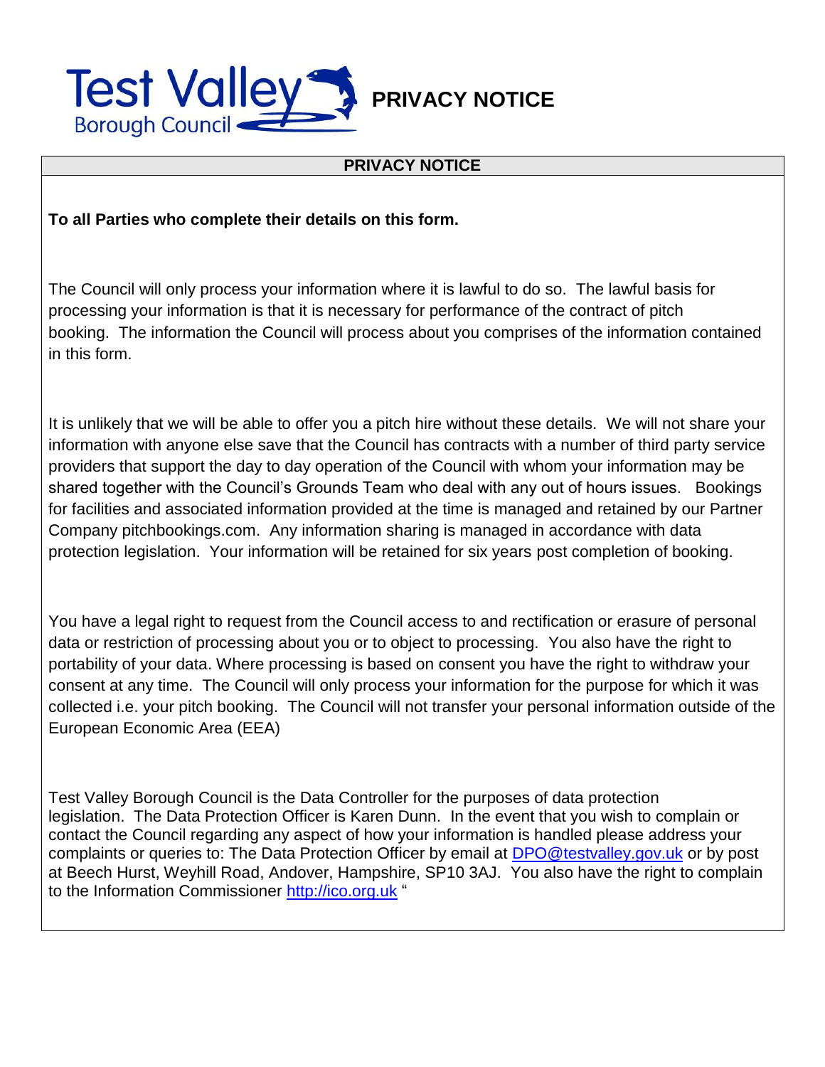# PRIVACY NOTICE

## PRIVACY NOTICE

**To all Parties who complete their details on this form.**

The Council will only process your information where it is lawful to do so. The lawful basis for processing your information is that it is necessary for performance of the contract of pitch booking. The information the Council will process about you comprises of the information contained in this form.

It is unlikely that we will be able to offer you a pitch hire without these details. We will not share your information with anyone else save that the Council has contracts with a number of third party service providers that support the day to day operation of the Council with whom your information may be shared together with the Council's Grounds Team who deal with any out of hours issues. Bookings for facilities and associated information provided at the time is managed and retained by our Partner Company pitchbookings.com. Any information sharing is managed in accordance with data protection legislation. Your information will be retained for six years post completion of booking.

You have a legal right to request from the Council access to and rectification or erasure of personal data or restriction of processing about you or to object to processing. You also have the right to portability of your data. Where processing is based on consent you have the right to withdraw your consent at any time. The Council will only process your information for the purpose for which it was collected i.e. your pitch booking. The Council will not transfer your personal information outside of the European Economic Area (EEA)

Test Valley Borough Council is the Data Controller for the purposes of data protection legislation. The Data Protection Officer is Karen Dunn. In the event that you wish to complain or contact the Council regarding any aspect of how your information is handled please address your complaints or queries to: The Data Protection Officer by email at [DPO@testvalley.gov.uk](mailto:DPO@testvalley.gov.uk) or by post at Beech Hurst, Weyhill Road, Andover, Hampshire, SP10 3AJ. You also have the right to complain to the Information Commissioner [http://ico.org.uk](http://ico.org.uk) "